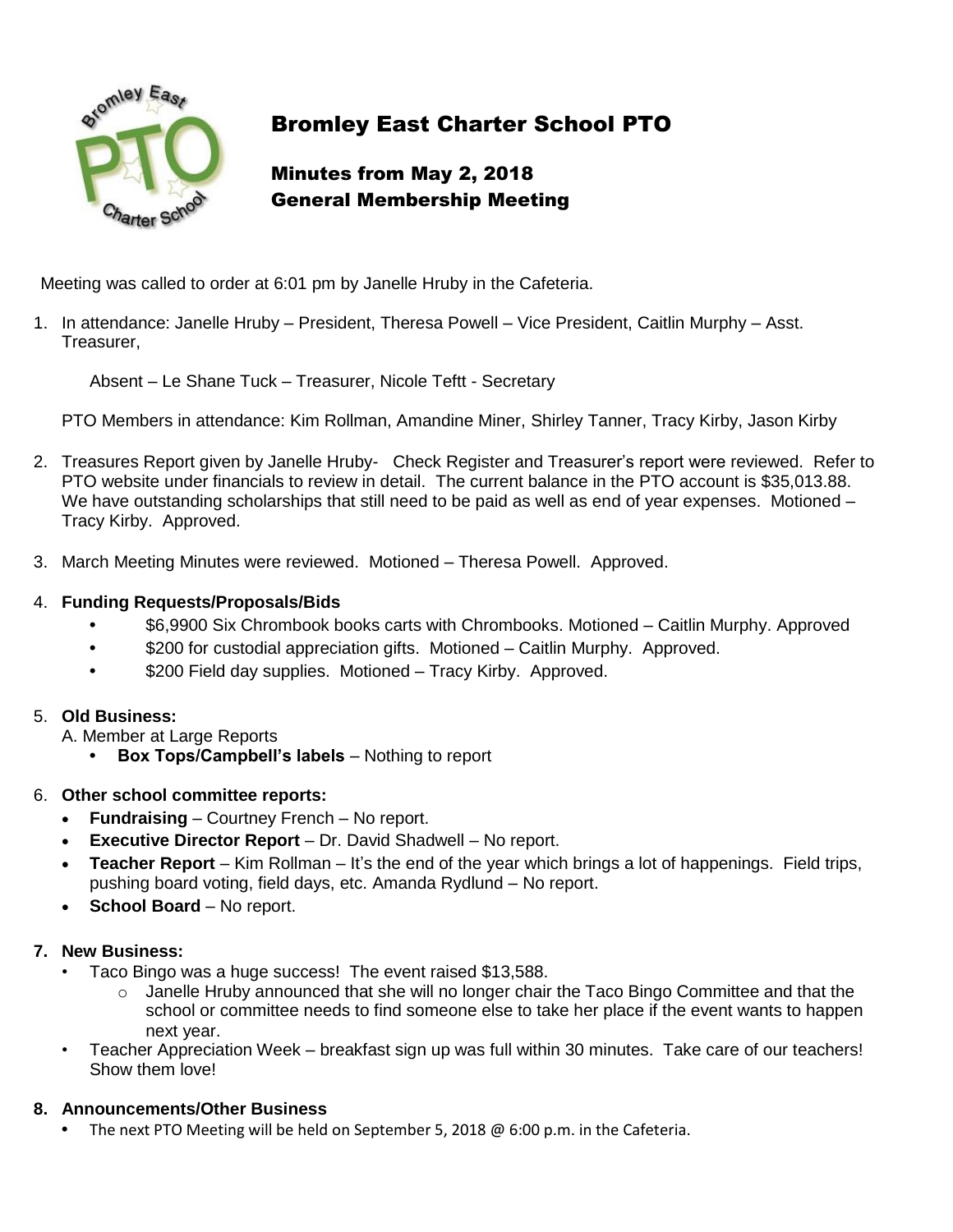# Bromley East Charter School PTO

## Minutes from May 2, 2018
## General Membership Meeting

Meeting was called to order at 6:01 pm by Janelle Hruby in the Cafeteria.

1. In attendance: Janelle Hruby – President, Theresa Powell – Vice President, Caitlin Murphy – Asst. Treasurer,

   Absent – Le Shane Tuck – Treasurer, Nicole Teftt - Secretary

   PTO Members in attendance: Kim Rollman, Amandine Miner, Shirley Tanner, Tracy Kirby, Jason Kirby

2. Treasures Report given by Janelle Hruby- Check Register and Treasurer's report were reviewed. Refer to PTO website under financials to review in detail. The current balance in the PTO account is $35,013.88. We have outstanding scholarships that still need to be paid as well as end of year expenses. Motioned – Tracy Kirby. Approved.

3. March Meeting Minutes were reviewed. Motioned – Theresa Powell. Approved.

4. **Funding Requests/Proposals/Bids**
   - $6,9900 Six Chrombook books carts with Chrombooks. Motioned – Caitlin Murphy. Approved
   - $200 for custodial appreciation gifts. Motioned – Caitlin Murphy. Approved.
   - $200 Field day supplies. Motioned – Tracy Kirby. Approved.

5. **Old Business:**

   A. Member at Large Reports
   - **Box Tops/Campbell's labels** – Nothing to report

6. **Other school committee reports:**
   - **Fundraising** – Courtney French – No report.
   - **Executive Director Report** – Dr. David Shadwell – No report.
   - **Teacher Report** – Kim Rollman – It's the end of the year which brings a lot of happenings. Field trips, pushing board voting, field days, etc. Amanda Rydlund – No report.
   - **School Board** – No report.

7. **New Business:**
   - Taco Bingo was a huge success! The event raised $13,588.
     - Janelle Hruby announced that she will no longer chair the Taco Bingo Committee and that the school or committee needs to find someone else to take her place if the event wants to happen next year.
   - Teacher Appreciation Week – breakfast sign up was full within 30 minutes. Take care of our teachers! Show them love!

8. **Announcements/Other Business**
   - The next PTO Meeting will be held on September 5, 2018 @ 6:00 p.m. in the Cafeteria.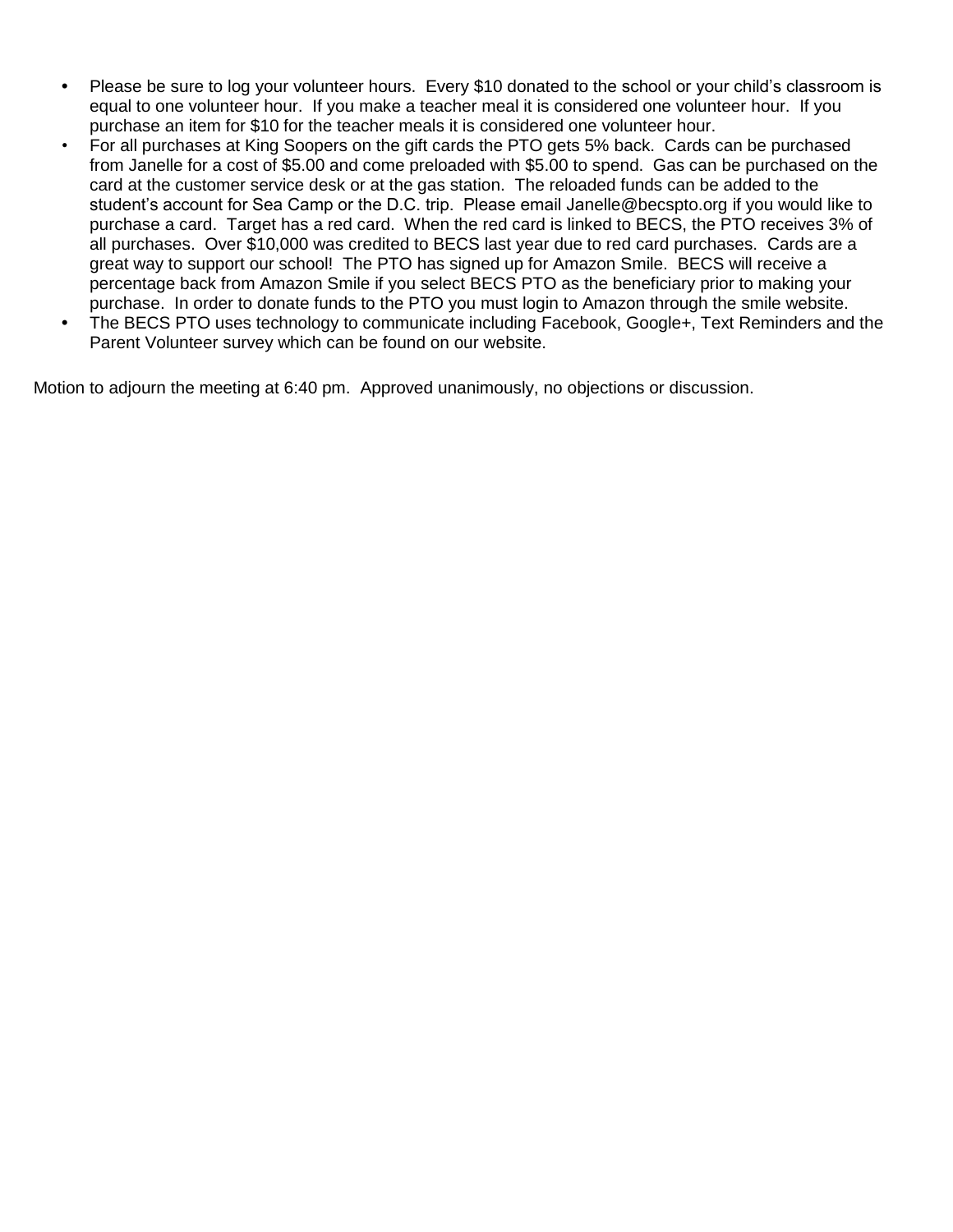- Please be sure to log your volunteer hours. Every $10 donated to the school or your child's classroom is equal to one volunteer hour. If you make a teacher meal it is considered one volunteer hour. If you purchase an item for $10 for the teacher meals it is considered one volunteer hour.
- For all purchases at King Soopers on the gift cards the PTO gets 5% back. Cards can be purchased from Janelle for a cost of $5.00 and come preloaded with $5.00 to spend. Gas can be purchased on the card at the customer service desk or at the gas station. The reloaded funds can be added to the student's account for Sea Camp or the D.C. trip. Please email Janelle@becspto.org if you would like to purchase a card. Target has a red card. When the red card is linked to BECS, the PTO receives 3% of all purchases. Over $10,000 was credited to BECS last year due to red card purchases. Cards are a great way to support our school! The PTO has signed up for Amazon Smile. BECS will receive a percentage back from Amazon Smile if you select BECS PTO as the beneficiary prior to making your purchase. In order to donate funds to the PTO you must login to Amazon through the smile website.
- The BECS PTO uses technology to communicate including Facebook, Google+, Text Reminders and the Parent Volunteer survey which can be found on our website.

Motion to adjourn the meeting at 6:40 pm. Approved unanimously, no objections or discussion.